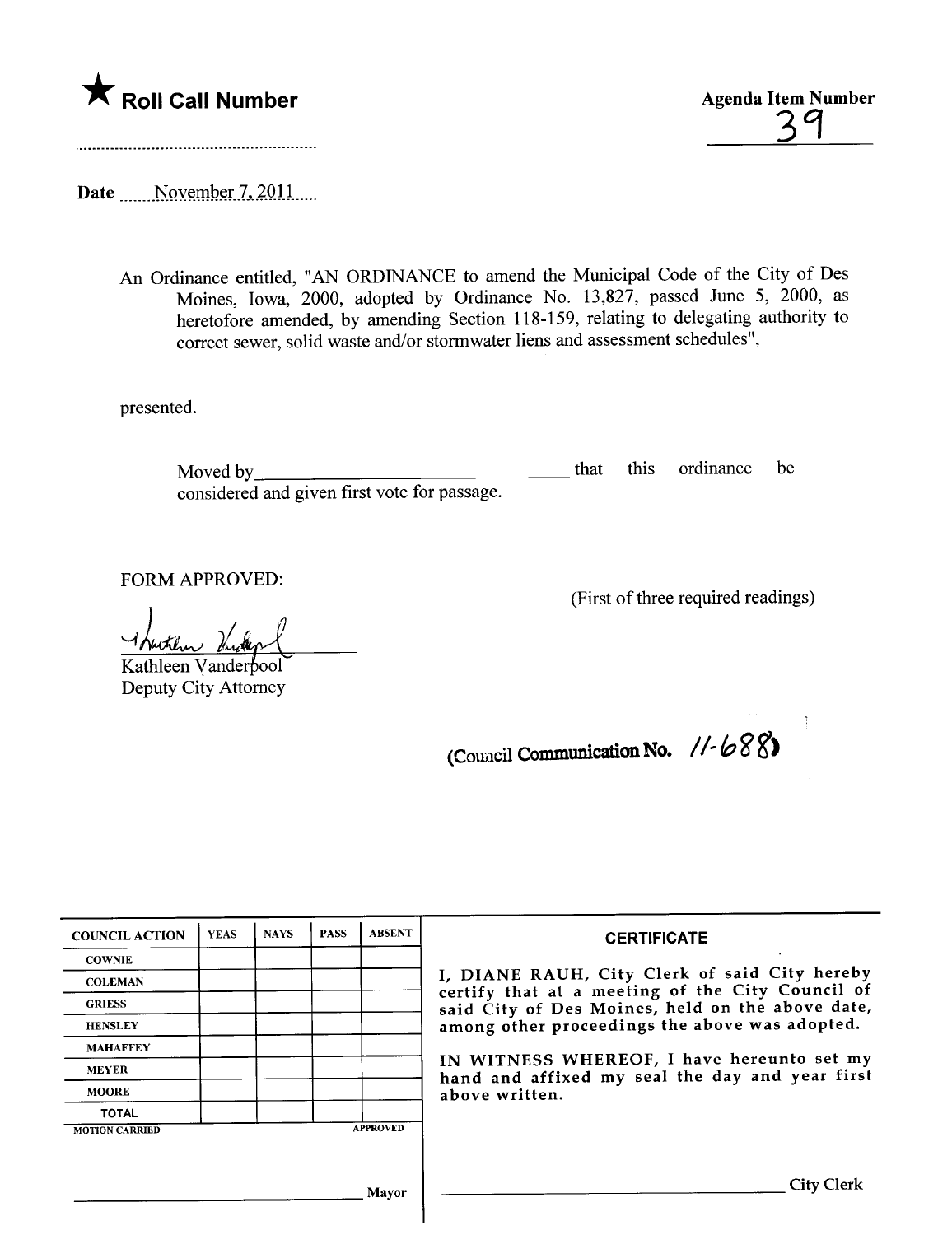★ **Roll Call Number**

..........................................................

**Agenda Item Number**

39

Date ......November 7, 2011......

An Ordinance entitled, "AN ORDINANCE to amend the Municipal Code of the City of Des Moines, Iowa, 2000, adopted by Ordinance No. 13,827, passed June 5, 2000, as heretofore amended, by amending Section 118-159, relating to delegating authority to correct sewer, solid waste and/or stormwater liens and assessment schedules",

presented.

Moved by________________________________ that this ordinance be considered and given first vote for passage.

FORM APPROVED:

(First of three required readings)

Kathleen Vanderpool
Deputy City Attorney

(Council Communication No. 11-688)

| COUNCIL ACTION | YEAS | NAYS | PASS | ABSENT |
|---|---|---|---|---|
| COWNIE | | | | |
| COLEMAN | | | | |
| GRIESS | | | | |
| HENSLEY | | | | |
| MAHAFFEY | | | | |
| MEYER | | | | |
| MOORE | | | | |
| TOTAL | | | | |
| MOTION CARRIED | | | | APPROVED |

________________________________ Mayor

**CERTIFICATE**

I, DIANE RAUH, City Clerk of said City hereby certify that at a meeting of the City Council of said City of Des Moines, held on the above date, among other proceedings the above was adopted.

IN WITNESS WHEREOF, I have hereunto set my hand and affixed my seal the day and year first above written.

________________________________ City Clerk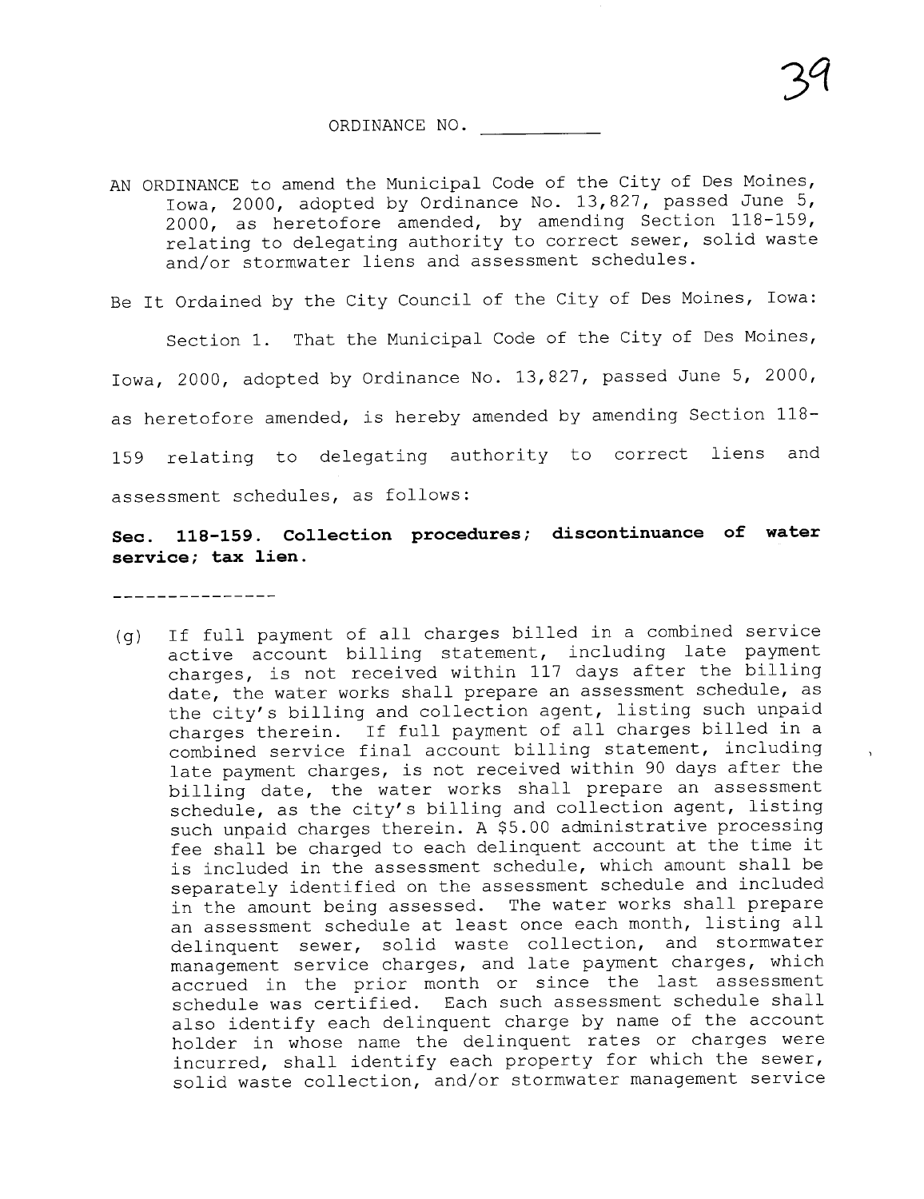ORDINANCE NO. \_\_\_\_\_\_\_\_\_\_

AN ORDINANCE to amend the Municipal Code of the City of Des Moines, Iowa, 2000, adopted by Ordinance No. 13,827, passed June 5, 2000, as heretofore amended, by amending Section 118-159, relating to delegating authority to correct sewer, solid waste and/or stormwater liens and assessment schedules.

Be It Ordained by the City Council of the City of Des Moines, Iowa:

Section 1. That the Municipal Code of the City of Des Moines, Iowa, 2000, adopted by Ordinance No. 13,827, passed June 5, 2000, as heretofore amended, is hereby amended by amending Section 118-159 relating to delegating authority to correct liens and assessment schedules, as follows:

**Sec. 118-159. Collection procedures; discontinuance of water service; tax lien.**

---------------

(g) If full payment of all charges billed in a combined service active account billing statement, including late payment charges, is not received within 117 days after the billing date, the water works shall prepare an assessment schedule, as the city's billing and collection agent, listing such unpaid charges therein. If full payment of all charges billed in a combined service final account billing statement, including late payment charges, is not received within 90 days after the billing date, the water works shall prepare an assessment schedule, as the city's billing and collection agent, listing such unpaid charges therein. A $5.00 administrative processing fee shall be charged to each delinquent account at the time it is included in the assessment schedule, which amount shall be separately identified on the assessment schedule and included in the amount being assessed. The water works shall prepare an assessment schedule at least once each month, listing all delinquent sewer, solid waste collection, and stormwater management service charges, and late payment charges, which accrued in the prior month or since the last assessment schedule was certified. Each such assessment schedule shall also identify each delinquent charge by name of the account holder in whose name the delinquent rates or charges were incurred, shall identify each property for which the sewer, solid waste collection, and/or stormwater management service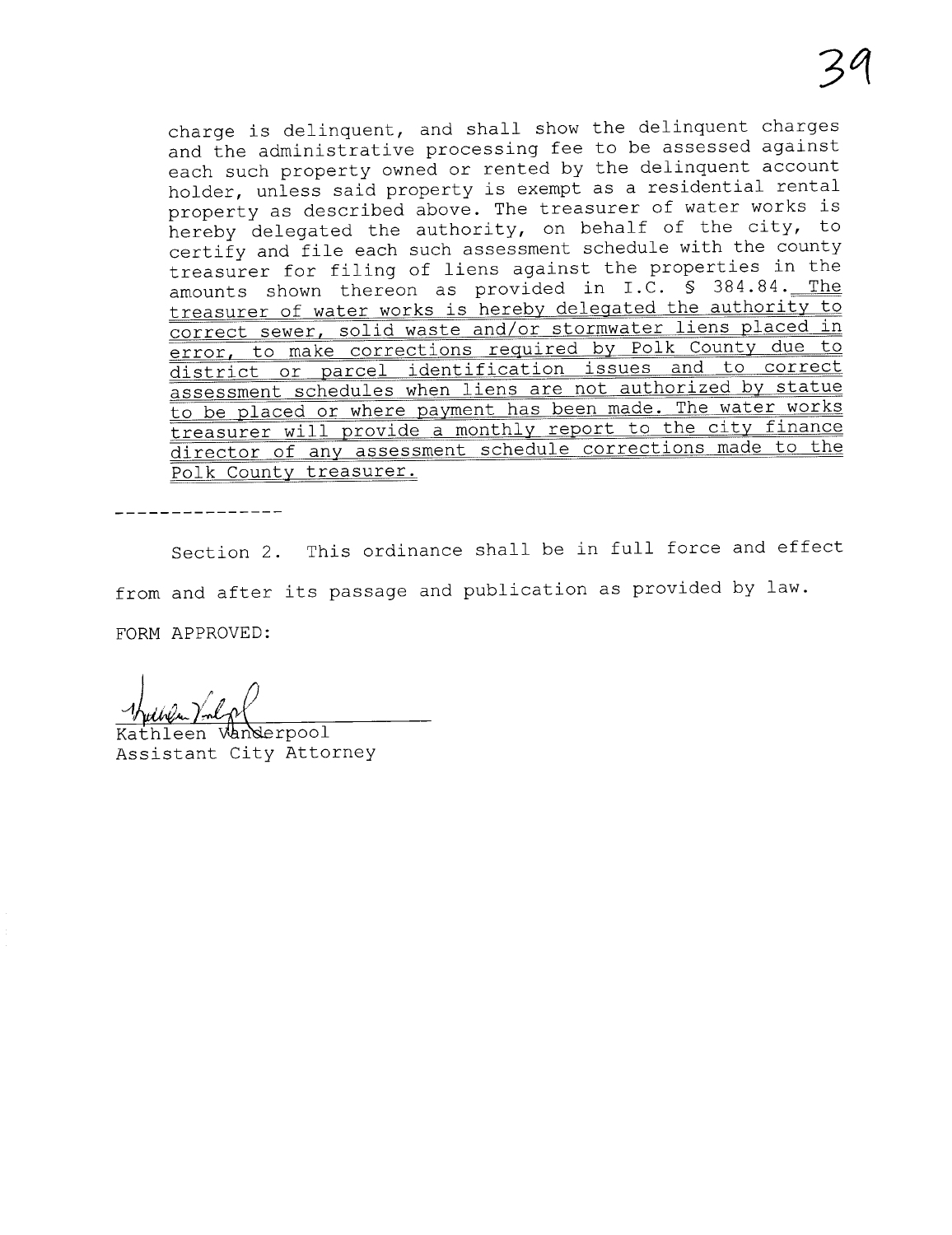charge is delinquent, and shall show the delinquent charges and the administrative processing fee to be assessed against each such property owned or rented by the delinquent account holder, unless said property is exempt as a residential rental property as described above. The treasurer of water works is hereby delegated the authority, on behalf of the city, to certify and file each such assessment schedule with the county treasurer for filing of liens against the properties in the amounts shown thereon as provided in I.C. § 384.84. <u>The treasurer of water works is hereby delegated the authority to correct sewer, solid waste and/or stormwater liens placed in error, to make corrections required by Polk County due to district or parcel identification issues and to correct assessment schedules when liens are not authorized by statue to be placed or where payment has been made. The water works treasurer will provide a monthly report to the city finance director of any assessment schedule corrections made to the Polk County treasurer.</u>

---------------

Section 2. This ordinance shall be in full force and effect from and after its passage and publication as provided by law.

FORM APPROVED:

Kathleen Vanderpool
Assistant City Attorney